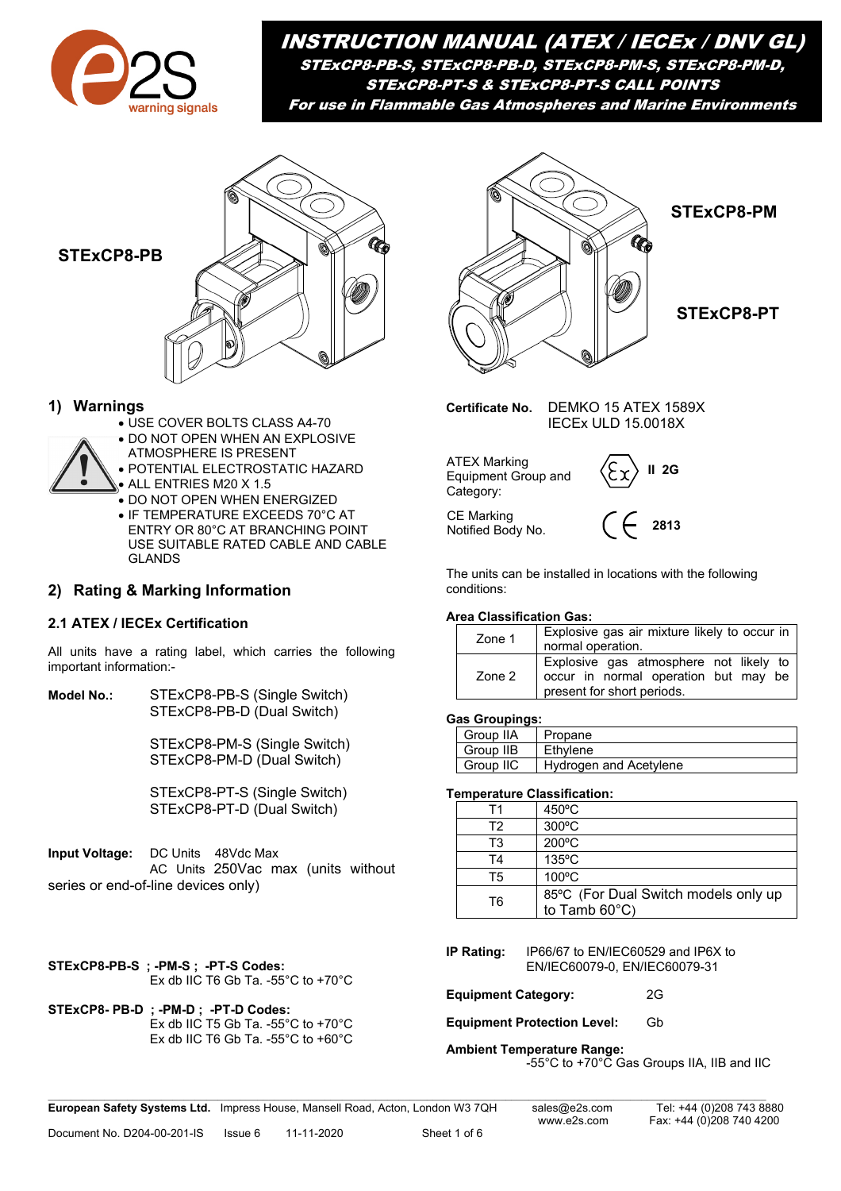# INSTRUCTION MANUAL (ATEX / IECEx / DNV GL)

**STExCP8-PB-S, STExCP8-PB-D, STExCP8-PM-S, STExCP8-PM-D, STExCP8-PT-S & STExCP8-PT-S CALL POINTS**

**For use in Flammable Gas Atmospheres and Marine Environments**

**STExCP8-PB**

**STExCP8-PM**

**STExCP8-PT**

## 1) Warnings

- USE COVER BOLTS CLASS A4-70
- DO NOT OPEN WHEN AN EXPLOSIVE ATMOSPHERE IS PRESENT
- POTENTIAL ELECTROSTATIC HAZARD
- ALL ENTRIES M20 X 1.5
- DO NOT OPEN WHEN ENERGIZED
- IF TEMPERATURE EXCEEDS 70°C AT ENTRY OR 80°C AT BRANCHING POINT USE SUITABLE RATED CABLE AND CABLE GLANDS

## 2) Rating & Marking Information

### 2.1 ATEX / IECEx Certification

All units have a rating label, which carries the following important information:-

**Model No.:** STExCP8-PB-S (Single Switch)
STExCP8-PB-D (Dual Switch)

STExCP8-PM-S (Single Switch)
STExCP8-PM-D (Dual Switch)

STExCP8-PT-S (Single Switch)
STExCP8-PT-D (Dual Switch)

**Input Voltage:** DC Units 48Vdc Max
AC Units 250Vac max (units without series or end-of-line devices only)

**STExCP8-PB-S ; -PM-S ; -PT-S Codes:**
Ex db IIC T6 Gb Ta. -55°C to +70°C

**STExCP8- PB-D ; -PM-D ; -PT-D Codes:**
Ex db IIC T5 Gb Ta. -55°C to +70°C
Ex db IIC T6 Gb Ta. -55°C to +60°C

**Certificate No.** DEMKO 15 ATEX 1589X
IECEx ULD 15.0018X

ATEX Marking Equipment Group and Category: Ex II 2G

CE Marking Notified Body No.: CE 2813

The units can be installed in locations with the following conditions:

**Area Classification Gas:**

| Zone | Description |
|---|---|
| Zone 1 | Explosive gas air mixture likely to occur in normal operation. |
| Zone 2 | Explosive gas atmosphere not likely to occur in normal operation but may be present for short periods. |

**Gas Groupings:**

| Group | Gas |
|---|---|
| Group IIA | Propane |
| Group IIB | Ethylene |
| Group IIC | Hydrogen and Acetylene |

**Temperature Classification:**

| Class | Temperature |
|---|---|
| T1 | 450ºC |
| T2 | 300ºC |
| T3 | 200ºC |
| T4 | 135ºC |
| T5 | 100ºC |
| T6 | 85ºC (For Dual Switch models only up to Tamb 60°C) |

**IP Rating:** IP66/67 to EN/IEC60529 and IP6X to EN/IEC60079-0, EN/IEC60079-31

**Equipment Category:** 2G

**Equipment Protection Level:** Gb

**Ambient Temperature Range:**
-55°C to +70°C Gas Groups IIA, IIB and IIC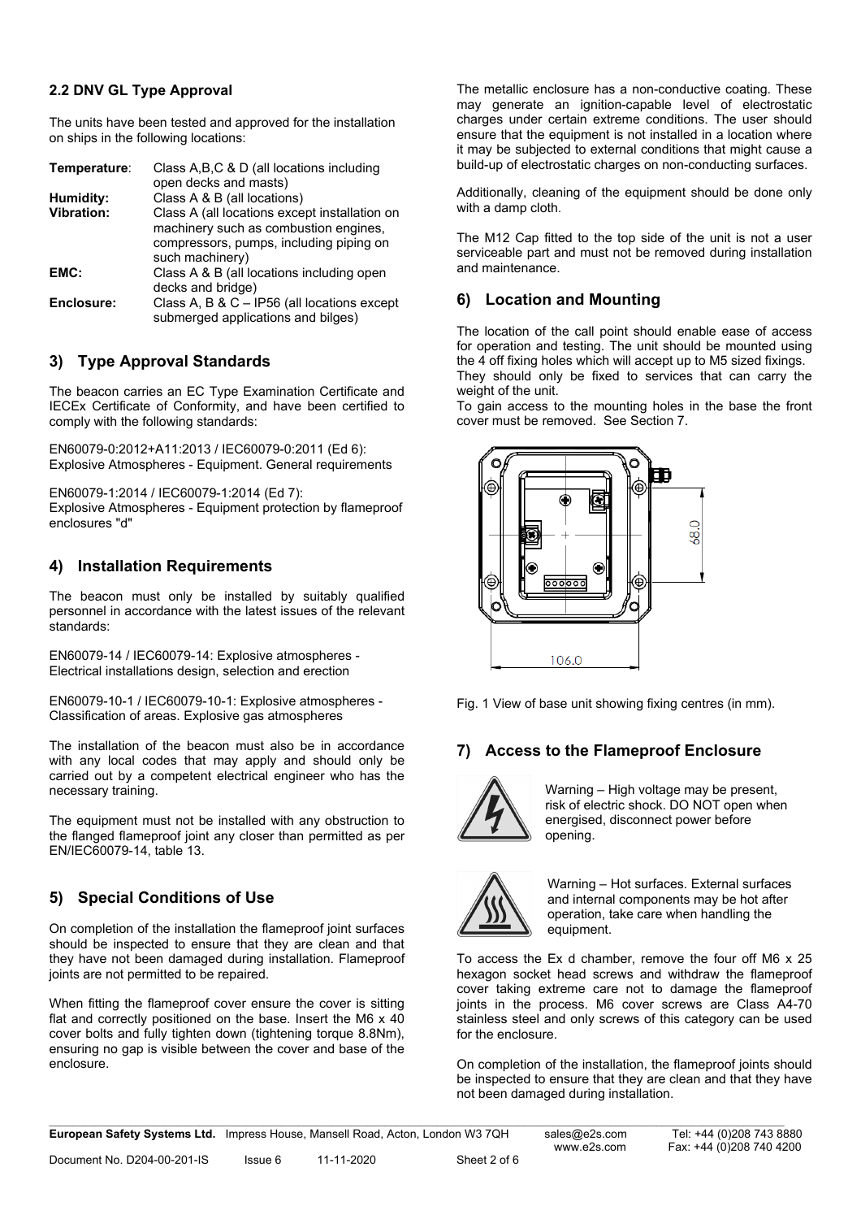### 2.2 DNV GL Type Approval

The units have been tested and approved for the installation on ships in the following locations:

| | |
|---|---|
| **Temperature**: | Class A,B,C & D (all locations including open decks and masts) |
| **Humidity:** | Class A & B (all locations) |
| **Vibration:** | Class A (all locations except installation on machinery such as combustion engines, compressors, pumps, including piping on such machinery) |
| **EMC:** | Class A & B (all locations including open decks and bridge) |
| **Enclosure:** | Class A, B & C – IP56 (all locations except submerged applications and bilges) |

## 3) Type Approval Standards

The beacon carries an EC Type Examination Certificate and IECEx Certificate of Conformity, and have been certified to comply with the following standards:

EN60079-0:2012+A11:2013 / IEC60079-0:2011 (Ed 6):
Explosive Atmospheres - Equipment. General requirements

EN60079-1:2014 / IEC60079-1:2014 (Ed 7):
Explosive Atmospheres - Equipment protection by flameproof enclosures "d"

## 4) Installation Requirements

The beacon must only be installed by suitably qualified personnel in accordance with the latest issues of the relevant standards:

EN60079-14 / IEC60079-14: Explosive atmospheres - Electrical installations design, selection and erection

EN60079-10-1 / IEC60079-10-1: Explosive atmospheres - Classification of areas. Explosive gas atmospheres

The installation of the beacon must also be in accordance with any local codes that may apply and should only be carried out by a competent electrical engineer who has the necessary training.

The equipment must not be installed with any obstruction to the flanged flameproof joint any closer than permitted as per EN/IEC60079-14, table 13.

## 5) Special Conditions of Use

On completion of the installation the flameproof joint surfaces should be inspected to ensure that they are clean and that they have not been damaged during installation. Flameproof joints are not permitted to be repaired.

When fitting the flameproof cover ensure the cover is sitting flat and correctly positioned on the base. Insert the M6 x 40 cover bolts and fully tighten down (tightening torque 8.8Nm), ensuring no gap is visible between the cover and base of the enclosure.

The metallic enclosure has a non-conductive coating. These may generate an ignition-capable level of electrostatic charges under certain extreme conditions. The user should ensure that the equipment is not installed in a location where it may be subjected to external conditions that might cause a build-up of electrostatic charges on non-conducting surfaces.

Additionally, cleaning of the equipment should be done only with a damp cloth.

The M12 Cap fitted to the top side of the unit is not a user serviceable part and must not be removed during installation and maintenance.

## 6) Location and Mounting

The location of the call point should enable ease of access for operation and testing. The unit should be mounted using the 4 off fixing holes which will accept up to M5 sized fixings. They should only be fixed to services that can carry the weight of the unit.

To gain access to the mounting holes in the base the front cover must be removed. See Section 7.

Fig. 1 View of base unit showing fixing centres (in mm).

## 7) Access to the Flameproof Enclosure

Warning – High voltage may be present, risk of electric shock. DO NOT open when energised, disconnect power before opening.

Warning – Hot surfaces. External surfaces and internal components may be hot after operation, take care when handling the equipment.

To access the Ex d chamber, remove the four off M6 x 25 hexagon socket head screws and withdraw the flameproof cover taking extreme care not to damage the flameproof joints in the process. M6 cover screws are Class A4-70 stainless steel and only screws of this category can be used for the enclosure.

On completion of the installation, the flameproof joints should be inspected to ensure that they are clean and that they have not been damaged during installation.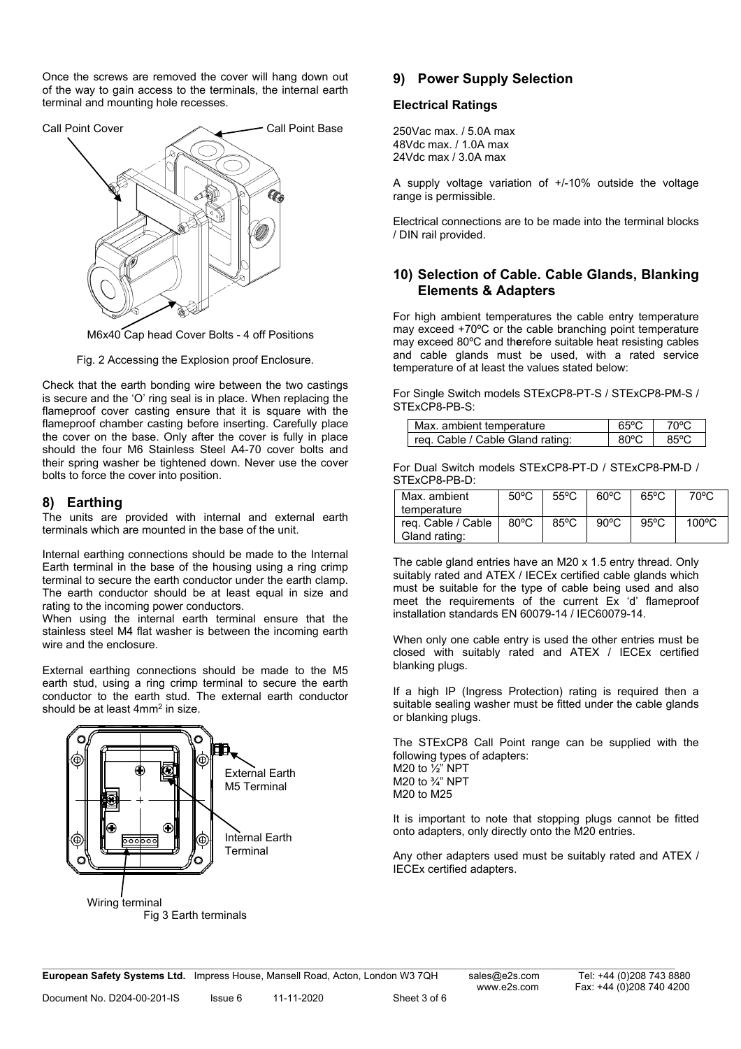Once the screws are removed the cover will hang down out of the way to gain access to the terminals, the internal earth terminal and mounting hole recesses.

Call Point Cover

Call Point Base

M6x40 Cap head Cover Bolts - 4 off Positions

Fig. 2 Accessing the Explosion proof Enclosure.

Check that the earth bonding wire between the two castings is secure and the 'O' ring seal is in place. When replacing the flameproof cover casting ensure that it is square with the flameproof chamber casting before inserting. Carefully place the cover on the base. Only after the cover is fully in place should the four M6 Stainless Steel A4-70 cover bolts and their spring washer be tightened down. Never use the cover bolts to force the cover into position.

## 8) Earthing

The units are provided with internal and external earth terminals which are mounted in the base of the unit.

Internal earthing connections should be made to the Internal Earth terminal in the base of the housing using a ring crimp terminal to secure the earth conductor under the earth clamp. The earth conductor should be at least equal in size and rating to the incoming power conductors.

When using the internal earth terminal ensure that the stainless steel M4 flat washer is between the incoming earth wire and the enclosure.

External earthing connections should be made to the M5 earth stud, using a ring crimp terminal to secure the earth conductor to the earth stud. The external earth conductor should be at least 4mm$^2$ in size.

External Earth M5 Terminal

Internal Earth Terminal

Wiring terminal

Fig 3 Earth terminals

## 9) Power Supply Selection

### Electrical Ratings

250Vac max. / 5.0A max
48Vdc max. / 1.0A max
24Vdc max / 3.0A max

A supply voltage variation of +/-10% outside the voltage range is permissible.

Electrical connections are to be made into the terminal blocks / DIN rail provided.

## 10) Selection of Cable. Cable Glands, Blanking Elements & Adapters

For high ambient temperatures the cable entry temperature may exceed +70ºC or the cable branching point temperature may exceed 80ºC and therefore suitable heat resisting cables and cable glands must be used, with a rated service temperature of at least the values stated below:

For Single Switch models STExCP8-PT-S / STExCP8-PM-S / STExCP8-PB-S:

| Max. ambient temperature | 65ºC | 70ºC |
|---|---|---|
| req. Cable / Cable Gland rating: | 80ºC | 85ºC |

For Dual Switch models STExCP8-PT-D / STExCP8-PM-D / STExCP8-PB-D:

| Max. ambient temperature | 50ºC | 55ºC | 60ºC | 65ºC | 70ºC |
|---|---|---|---|---|---|
| req. Cable / Cable Gland rating: | 80ºC | 85ºC | 90ºC | 95ºC | 100ºC |

The cable gland entries have an M20 x 1.5 entry thread. Only suitably rated and ATEX / IECEx certified cable glands which must be suitable for the type of cable being used and also meet the requirements of the current Ex 'd' flameproof installation standards EN 60079-14 / IEC60079-14.

When only one cable entry is used the other entries must be closed with suitably rated and ATEX / IECEx certified blanking plugs.

If a high IP (Ingress Protection) rating is required then a suitable sealing washer must be fitted under the cable glands or blanking plugs.

The STExCP8 Call Point range can be supplied with the following types of adapters:
M20 to ½" NPT
M20 to ¾" NPT
M20 to M25

It is important to note that stopping plugs cannot be fitted onto adapters, only directly onto the M20 entries.

Any other adapters used must be suitably rated and ATEX / IECEx certified adapters.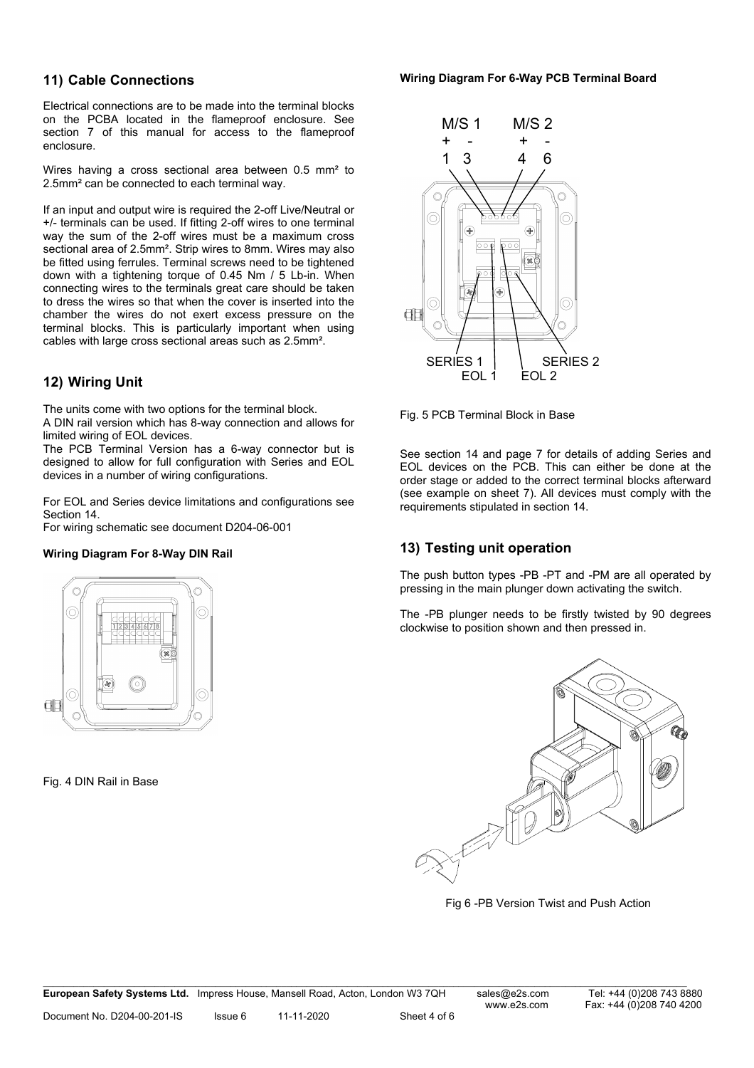## 11) Cable Connections

Electrical connections are to be made into the terminal blocks on the PCBA located in the flameproof enclosure. See section 7 of this manual for access to the flameproof enclosure.

Wires having a cross sectional area between 0.5 mm² to 2.5mm² can be connected to each terminal way.

If an input and output wire is required the 2-off Live/Neutral or +/- terminals can be used. If fitting 2-off wires to one terminal way the sum of the 2-off wires must be a maximum cross sectional area of 2.5mm². Strip wires to 8mm. Wires may also be fitted using ferrules. Terminal screws need to be tightened down with a tightening torque of 0.45 Nm / 5 Lb-in. When connecting wires to the terminals great care should be taken to dress the wires so that when the cover is inserted into the chamber the wires do not exert excess pressure on the terminal blocks. This is particularly important when using cables with large cross sectional areas such as 2.5mm².

## 12) Wiring Unit

The units come with two options for the terminal block.
A DIN rail version which has 8-way connection and allows for limited wiring of EOL devices.
The PCB Terminal Version has a 6-way connector but is designed to allow for full configuration with Series and EOL devices in a number of wiring configurations.

For EOL and Series device limitations and configurations see Section 14.
For wiring schematic see document D204-06-001

**Wiring Diagram For 8-Way DIN Rail**

Fig. 4 DIN Rail in Base

**Wiring Diagram For 6-Way PCB Terminal Board**

M/S 1 M/S 2
+ - + -
1 3 4 6

SERIES 1 SERIES 2
EOL 1 EOL 2

Fig. 5 PCB Terminal Block in Base

See section 14 and page 7 for details of adding Series and EOL devices on the PCB. This can either be done at the order stage or added to the correct terminal blocks afterward (see example on sheet 7). All devices must comply with the requirements stipulated in section 14.

## 13) Testing unit operation

The push button types -PB -PT and -PM are all operated by pressing in the main plunger down activating the switch.

The -PB plunger needs to be firstly twisted by 90 degrees clockwise to position shown and then pressed in.

Fig 6 -PB Version Twist and Push Action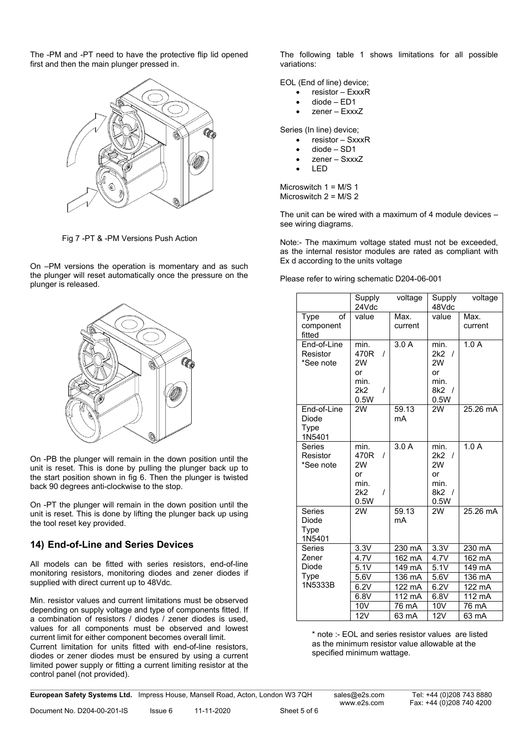The -PM and -PT need to have the protective flip lid opened first and then the main plunger pressed in.

Fig 7 -PT & -PM Versions Push Action

On –PM versions the operation is momentary and as such the plunger will reset automatically once the pressure on the plunger is released.

On -PB the plunger will remain in the down position until the unit is reset. This is done by pulling the plunger back up to the start position shown in fig 6. Then the plunger is twisted back 90 degrees anti-clockwise to the stop.

On -PT the plunger will remain in the down position until the unit is reset. This is done by lifting the plunger back up using the tool reset key provided.

## 14) End-of-Line and Series Devices

All models can be fitted with series resistors, end-of-line monitoring resistors, monitoring diodes and zener diodes if supplied with direct current up to 48Vdc.

Min. resistor values and current limitations must be observed depending on supply voltage and type of components fitted. If a combination of resistors / diodes / zener diodes is used, values for all components must be observed and lowest current limit for either component becomes overall limit.
Current limitation for units fitted with end-of-line resistors, diodes or zener diodes must be ensured by using a current limited power supply or fitting a current limiting resistor at the control panel (not provided).

The following table 1 shows limitations for all possible variations:

EOL (End of line) device;

- resistor – ExxxR
- diode – ED1
- zener – ExxxZ

Series (In line) device;

- resistor – SxxxR
- diode – SD1
- zener – SxxxZ
- LED

Microswitch 1 = M/S 1
Microswitch 2 = M/S 2

The unit can be wired with a maximum of 4 module devices – see wiring diagrams.

Note:- The maximum voltage stated must not be exceeded, as the internal resistor modules are rated as compliant with Ex d according to the units voltage

Please refer to wiring schematic D204-06-001

| | Supply voltage 24Vdc | | Supply voltage 48Vdc | |
|---|---|---|---|---|
| Type of component fitted | value | Max. current | value | Max. current |
| End-of-Line Resistor *See note | min. 470R / 2W or min. 2k2 / 0.5W | 3.0 A | min. 2k2 / 2W or min. 8k2 / 0.5W | 1.0 A |
| End-of-Line Diode Type 1N5401 | 2W | 59.13 mA | 2W | 25.26 mA |
| Series Resistor *See note | min. 470R / 2W or min. 2k2 / 0.5W | 3.0 A | min. 2k2 / 2W or min. 8k2 / 0.5W | 1.0 A |
| Series Diode Type 1N5401 | 2W | 59.13 mA | 2W | 25.26 mA |
| Series Zener Diode Type 1N5333B | 3.3V | 230 mA | 3.3V | 230 mA |
| | 4.7V | 162 mA | 4.7V | 162 mA |
| | 5.1V | 149 mA | 5.1V | 149 mA |
| | 5.6V | 136 mA | 5.6V | 136 mA |
| | 6.2V | 122 mA | 6.2V | 122 mA |
| | 6.8V | 112 mA | 6.8V | 112 mA |
| | 10V | 76 mA | 10V | 76 mA |
| | 12V | 63 mA | 12V | 63 mA |

\* note :- EOL and series resistor values are listed as the minimum resistor value allowable at the specified minimum wattage.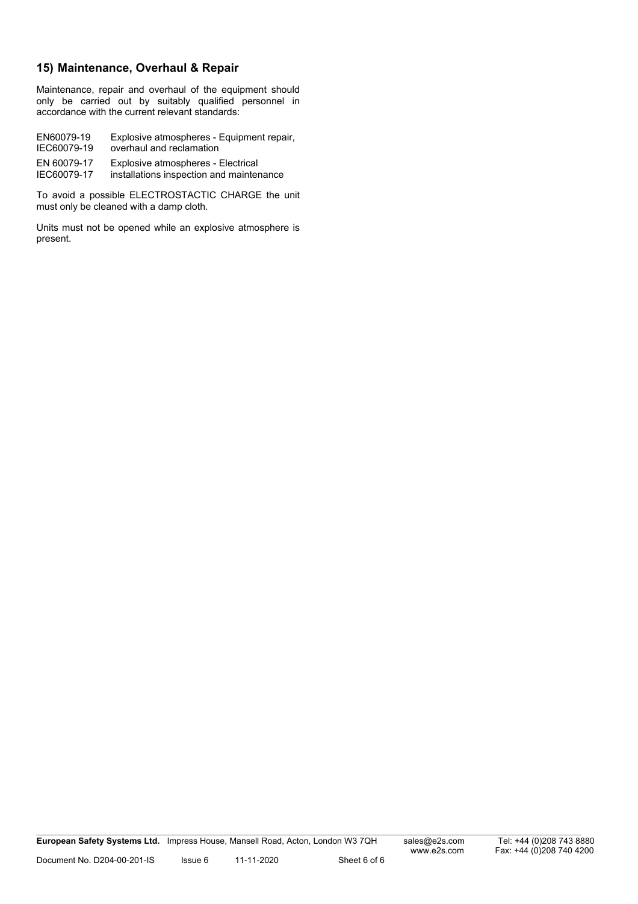## 15) Maintenance, Overhaul & Repair

Maintenance, repair and overhaul of the equipment should only be carried out by suitably qualified personnel in accordance with the current relevant standards:

| | |
|---|---|
| EN60079-19<br>IEC60079-19 | Explosive atmospheres - Equipment repair, overhaul and reclamation |
| EN 60079-17<br>IEC60079-17 | Explosive atmospheres - Electrical installations inspection and maintenance |

To avoid a possible ELECTROSTACTIC CHARGE the unit must only be cleaned with a damp cloth.

Units must not be opened while an explosive atmosphere is present.